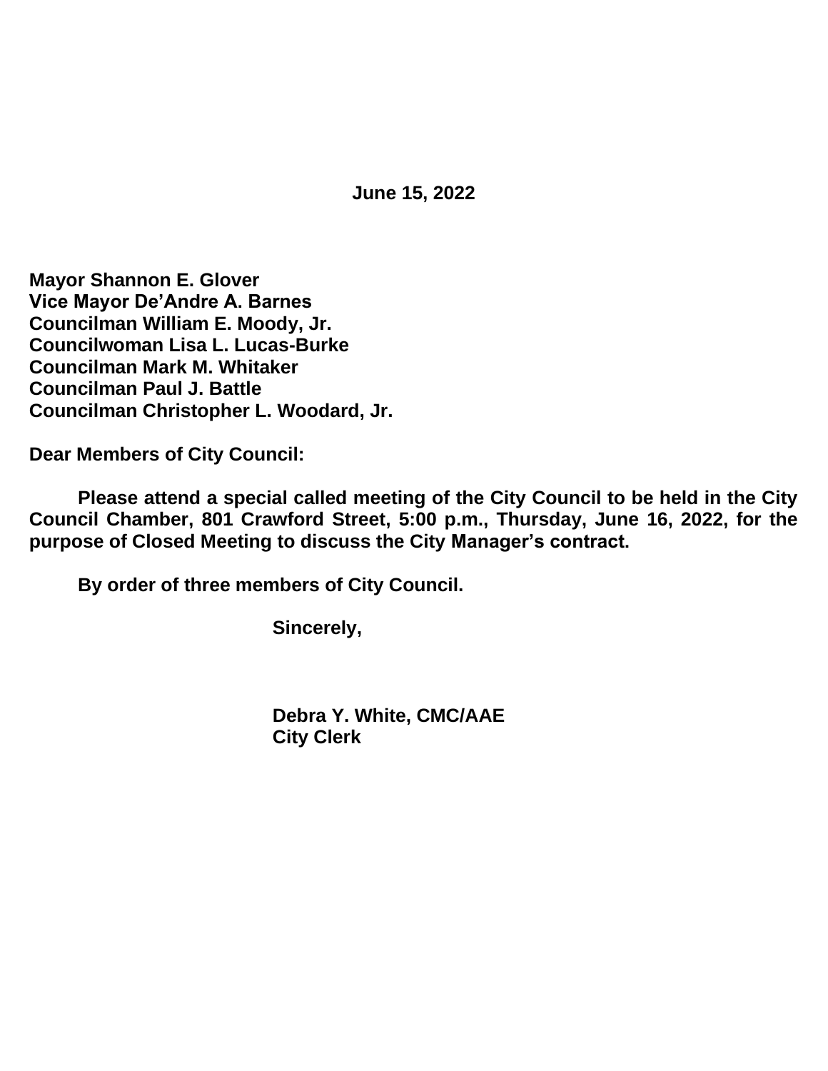**June 15, 2022**

**Mayor Shannon E. Glover**
**Vice Mayor De'Andre A. Barnes**
**Councilman William E. Moody, Jr.**
**Councilwoman Lisa L. Lucas-Burke**
**Councilman Mark M. Whitaker**
**Councilman Paul J. Battle**
**Councilman Christopher L. Woodard, Jr.**

**Dear Members of City Council:**

**Please attend a special called meeting of the City Council to be held in the City Council Chamber, 801 Crawford Street, 5:00 p.m., Thursday, June 16, 2022, for the purpose of Closed Meeting to discuss the City Manager's contract.**

**By order of three members of City Council.**

**Sincerely,**

**Debra Y. White, CMC/AAE**
**City Clerk**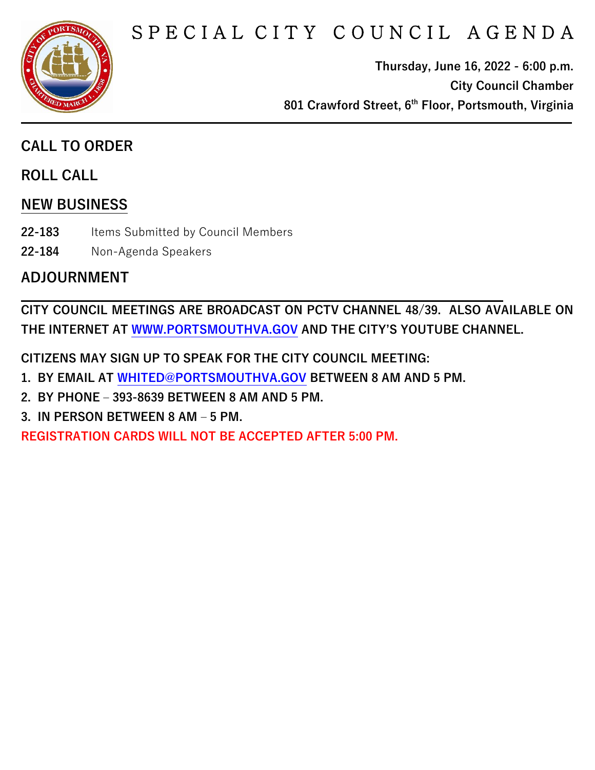# SPECIAL CITY COUNCIL AGENDA

**Thursday, June 16, 2022 - 6:00 p.m.**
**City Council Chamber**
**801 Crawford Street, 6th Floor, Portsmouth, Virginia**

---

## CALL TO ORDER

## ROLL CALL

## NEW BUSINESS

**22-183** Items Submitted by Council Members

**22-184** Non-Agenda Speakers

## ADJOURNMENT

---

**CITY COUNCIL MEETINGS ARE BROADCAST ON PCTV CHANNEL 48/39. ALSO AVAILABLE ON THE INTERNET AT WWW.PORTSMOUTHVA.GOV AND THE CITY'S YOUTUBE CHANNEL.**

**CITIZENS MAY SIGN UP TO SPEAK FOR THE CITY COUNCIL MEETING:**

1. **BY EMAIL AT WHITED@PORTSMOUTHVA.GOV BETWEEN 8 AM AND 5 PM.**
2. **BY PHONE – 393-8639 BETWEEN 8 AM AND 5 PM.**
3. **IN PERSON BETWEEN 8 AM – 5 PM.**

**REGISTRATION CARDS WILL NOT BE ACCEPTED AFTER 5:00 PM.**